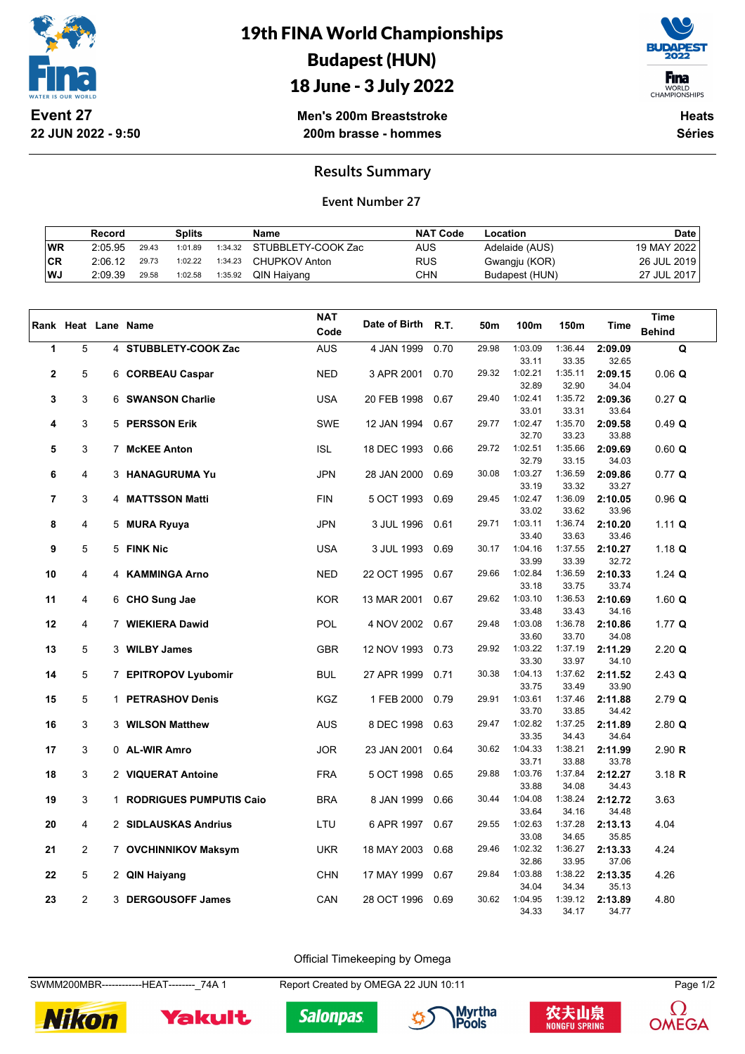# 19th FINA World Championships
# Budapest (HUN)
# 18 June - 3 July 2022

**Event 27**
**22 JUN 2022 - 9:50**

**Men's 200m Breaststroke**
**200m brasse - hommes**

**Heats**
**Séries**

## Results Summary

### Event Number 27

| | Record | Splits | | | Name | NAT Code | Location | Date |
|---|---|---|---|---|---|---|---|---|
| WR | 2:05.95 | 29.43 | 1:01.89 | 1:34.32 | STUBBLETY-COOK Zac | AUS | Adelaide (AUS) | 19 MAY 2022 |
| CR | 2:06.12 | 29.73 | 1:02.22 | 1:34.23 | CHUPKOV Anton | RUS | Gwangju (KOR) | 26 JUL 2019 |
| WJ | 2:09.39 | 29.58 | 1:02.58 | 1:35.92 | QIN Haiyang | CHN | Budapest (HUN) | 27 JUL 2017 |

| Rank | Heat | Lane | Name | NAT Code | Date of Birth | R.T. | 50m | 100m | 150m | Time | Time Behind |
|---|---|---|---|---|---|---|---|---|---|---|---|
| 1 | 5 | 4 | **STUBBLETY-COOK Zac** | AUS | 4 JAN 1999 | 0.70 | 29.98 | 1:03.09 | 1:36.44 | **2:09.09** | **Q** |
| | | | | | | | | 33.11 | 33.35 | 32.65 | |
| 2 | 5 | 6 | **CORBEAU Caspar** | NED | 3 APR 2001 | 0.70 | 29.32 | 1:02.21 | 1:35.11 | **2:09.15** | 0.06 **Q** |
| | | | | | | | | 32.89 | 32.90 | 34.04 | |
| 3 | 3 | 6 | **SWANSON Charlie** | USA | 20 FEB 1998 | 0.67 | 29.40 | 1:02.41 | 1:35.72 | **2:09.36** | 0.27 **Q** |
| | | | | | | | | 33.01 | 33.31 | 33.64 | |
| 4 | 3 | 5 | **PERSSON Erik** | SWE | 12 JAN 1994 | 0.67 | 29.77 | 1:02.47 | 1:35.70 | **2:09.58** | 0.49 **Q** |
| | | | | | | | | 32.70 | 33.23 | 33.88 | |
| 5 | 3 | 7 | **McKEE Anton** | ISL | 18 DEC 1993 | 0.66 | 29.72 | 1:02.51 | 1:35.66 | **2:09.69** | 0.60 **Q** |
| | | | | | | | | 32.79 | 33.15 | 34.03 | |
| 6 | 4 | 3 | **HANAGURUMA Yu** | JPN | 28 JAN 2000 | 0.69 | 30.08 | 1:03.27 | 1:36.59 | **2:09.86** | 0.77 **Q** |
| | | | | | | | | 33.19 | 33.32 | 33.27 | |
| 7 | 3 | 4 | **MATTSSON Matti** | FIN | 5 OCT 1993 | 0.69 | 29.45 | 1:02.47 | 1:36.09 | **2:10.05** | 0.96 **Q** |
| | | | | | | | | 33.02 | 33.62 | 33.96 | |
| 8 | 4 | 5 | **MURA Ryuya** | JPN | 3 JUL 1996 | 0.61 | 29.71 | 1:03.11 | 1:36.74 | **2:10.20** | 1.11 **Q** |
| | | | | | | | | 33.40 | 33.63 | 33.46 | |
| 9 | 5 | 5 | **FINK Nic** | USA | 3 JUL 1993 | 0.69 | 30.17 | 1:04.16 | 1:37.55 | **2:10.27** | 1.18 **Q** |
| | | | | | | | | 33.99 | 33.39 | 32.72 | |
| 10 | 4 | 4 | **KAMMINGA Arno** | NED | 22 OCT 1995 | 0.67 | 29.66 | 1:02.84 | 1:36.59 | **2:10.33** | 1.24 **Q** |
| | | | | | | | | 33.18 | 33.75 | 33.74 | |
| 11 | 4 | 6 | **CHO Sung Jae** | KOR | 13 MAR 2001 | 0.67 | 29.62 | 1:03.10 | 1:36.53 | **2:10.69** | 1.60 **Q** |
| | | | | | | | | 33.48 | 33.43 | 34.16 | |
| 12 | 4 | 7 | **WIEKIERA Dawid** | POL | 4 NOV 2002 | 0.67 | 29.48 | 1:03.08 | 1:36.78 | **2:10.86** | 1.77 **Q** |
| | | | | | | | | 33.60 | 33.70 | 34.08 | |
| 13 | 5 | 3 | **WILBY James** | GBR | 12 NOV 1993 | 0.73 | 29.92 | 1:03.22 | 1:37.19 | **2:11.29** | 2.20 **Q** |
| | | | | | | | | 33.30 | 33.97 | 34.10 | |
| 14 | 5 | 7 | **EPITROPOV Lyubomir** | BUL | 27 APR 1999 | 0.71 | 30.38 | 1:04.13 | 1:37.62 | **2:11.52** | 2.43 **Q** |
| | | | | | | | | 33.75 | 33.49 | 33.90 | |
| 15 | 5 | 1 | **PETRASHOV Denis** | KGZ | 1 FEB 2000 | 0.79 | 29.91 | 1:03.61 | 1:37.46 | **2:11.88** | 2.79 **Q** |
| | | | | | | | | 33.70 | 33.85 | 34.42 | |
| 16 | 3 | 3 | **WILSON Matthew** | AUS | 8 DEC 1998 | 0.63 | 29.47 | 1:02.82 | 1:37.25 | **2:11.89** | 2.80 **Q** |
| | | | | | | | | 33.35 | 34.43 | 34.64 | |
| 17 | 3 | 0 | **AL-WIR Amro** | JOR | 23 JAN 2001 | 0.64 | 30.62 | 1:04.33 | 1:38.21 | **2:11.99** | 2.90 **R** |
| | | | | | | | | 33.71 | 33.88 | 33.78 | |
| 18 | 3 | 2 | **VIQUERAT Antoine** | FRA | 5 OCT 1998 | 0.65 | 29.88 | 1:03.76 | 1:37.84 | **2:12.27** | 3.18 **R** |
| | | | | | | | | 33.88 | 34.08 | 34.43 | |
| 19 | 3 | 1 | **RODRIGUES PUMPUTIS Caio** | BRA | 8 JAN 1999 | 0.66 | 30.44 | 1:04.08 | 1:38.24 | **2:12.72** | 3.63 |
| | | | | | | | | 33.64 | 34.16 | 34.48 | |
| 20 | 4 | 2 | **SIDLAUSKAS Andrius** | LTU | 6 APR 1997 | 0.67 | 29.55 | 1:02.63 | 1:37.28 | **2:13.13** | 4.04 |
| | | | | | | | | 33.08 | 34.65 | 35.85 | |
| 21 | 2 | 7 | **OVCHINNIKOV Maksym** | UKR | 18 MAY 2003 | 0.68 | 29.46 | 1:02.32 | 1:36.27 | **2:13.33** | 4.24 |
| | | | | | | | | 32.86 | 33.95 | 37.06 | |
| 22 | 5 | 2 | **QIN Haiyang** | CHN | 17 MAY 1999 | 0.67 | 29.84 | 1:03.88 | 1:38.22 | **2:13.35** | 4.26 |
| | | | | | | | | 34.04 | 34.34 | 35.13 | |
| 23 | 2 | 3 | **DERGOUSOFF James** | CAN | 28 OCT 1996 | 0.69 | 30.62 | 1:04.95 | 1:39.12 | **2:13.89** | 4.80 |
| | | | | | | | | 34.33 | 34.17 | 34.77 | |

Official Timekeeping by Omega

SWMM200MBR------------HEAT--------_74A 1 Report Created by OMEGA 22 JUN 10:11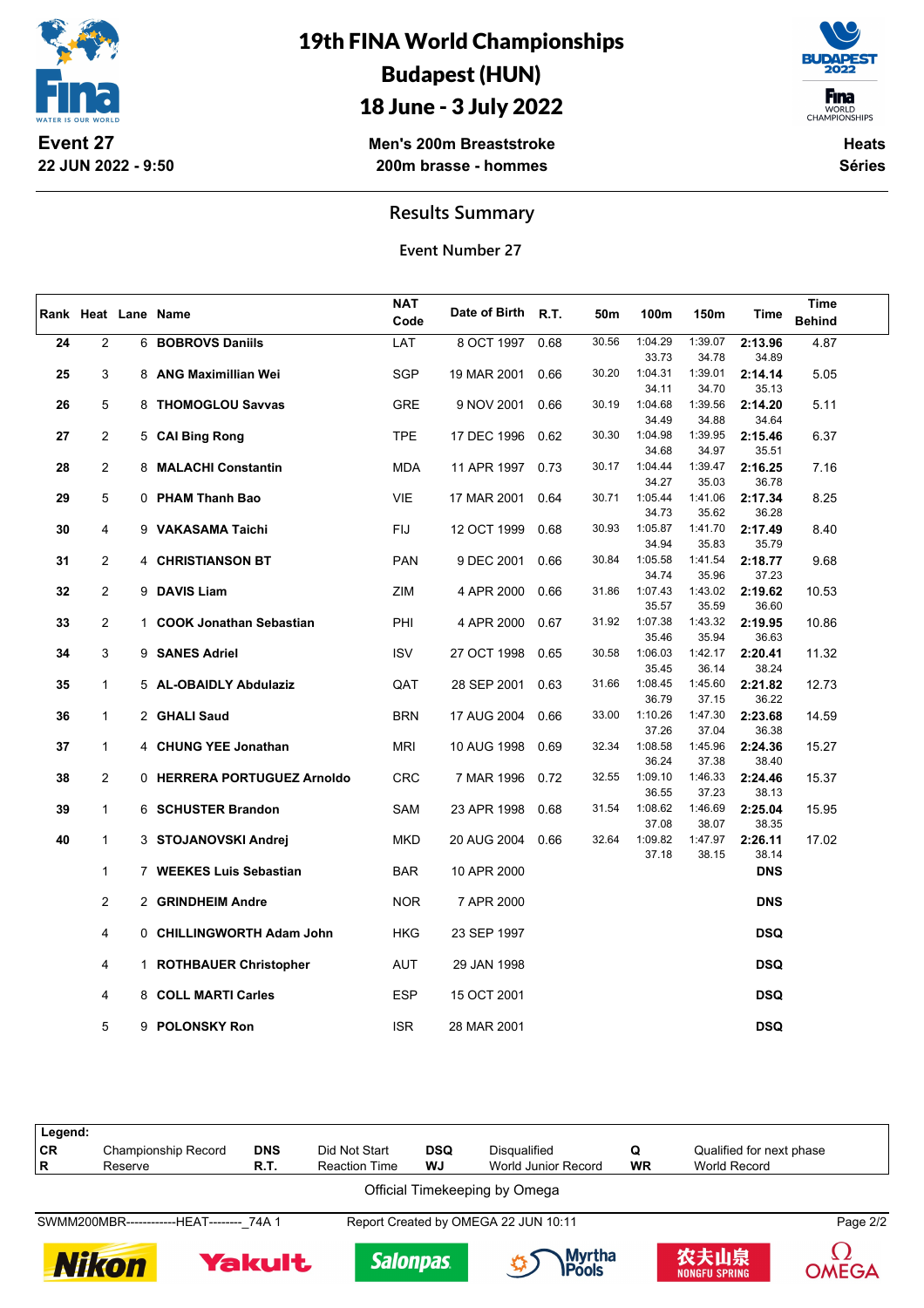# 19th FINA World Championships
# Budapest (HUN)
# 18 June - 3 July 2022

**Event 27**
**22 JUN 2022 - 9:50**

**Men's 200m Breaststroke**
**200m brasse - hommes**

**Heats**
**Séries**

## Results Summary

### Event Number 27

| Rank | Heat | Lane | Name | NAT Code | Date of Birth | R.T. | 50m | 100m | 150m | Time | Time Behind |
|---|---|---|---|---|---|---|---|---|---|---|---|
| 24 | 2 | 6 | **BOBROVS Daniils** | LAT | 8 OCT 1997 | 0.68 | 30.56 | 1:04.29 / 33.73 | 1:39.07 / 34.78 | **2:13.96** / 34.89 | 4.87 |
| 25 | 3 | 8 | **ANG Maximillian Wei** | SGP | 19 MAR 2001 | 0.66 | 30.20 | 1:04.31 / 34.11 | 1:39.01 / 34.70 | **2:14.14** / 35.13 | 5.05 |
| 26 | 5 | 8 | **THOMOGLOU Savvas** | GRE | 9 NOV 2001 | 0.66 | 30.19 | 1:04.68 / 34.49 | 1:39.56 / 34.88 | **2:14.20** / 34.64 | 5.11 |
| 27 | 2 | 5 | **CAI Bing Rong** | TPE | 17 DEC 1996 | 0.62 | 30.30 | 1:04.98 / 34.68 | 1:39.95 / 34.97 | **2:15.46** / 35.51 | 6.37 |
| 28 | 2 | 8 | **MALACHI Constantin** | MDA | 11 APR 1997 | 0.73 | 30.17 | 1:04.44 / 34.27 | 1:39.47 / 35.03 | **2:16.25** / 36.78 | 7.16 |
| 29 | 5 | 0 | **PHAM Thanh Bao** | VIE | 17 MAR 2001 | 0.64 | 30.71 | 1:05.44 / 34.73 | 1:41.06 / 35.62 | **2:17.34** / 36.28 | 8.25 |
| 30 | 4 | 9 | **VAKASAMA Taichi** | FIJ | 12 OCT 1999 | 0.68 | 30.93 | 1:05.87 / 34.94 | 1:41.70 / 35.83 | **2:17.49** / 35.79 | 8.40 |
| 31 | 2 | 4 | **CHRISTIANSON BT** | PAN | 9 DEC 2001 | 0.66 | 30.84 | 1:05.58 / 34.74 | 1:41.54 / 35.96 | **2:18.77** / 37.23 | 9.68 |
| 32 | 2 | 9 | **DAVIS Liam** | ZIM | 4 APR 2000 | 0.66 | 31.86 | 1:07.43 / 35.57 | 1:43.02 / 35.59 | **2:19.62** / 36.60 | 10.53 |
| 33 | 2 | 1 | **COOK Jonathan Sebastian** | PHI | 4 APR 2000 | 0.67 | 31.92 | 1:07.38 / 35.46 | 1:43.32 / 35.94 | **2:19.95** / 36.63 | 10.86 |
| 34 | 3 | 9 | **SANES Adriel** | ISV | 27 OCT 1998 | 0.65 | 30.58 | 1:06.03 / 35.45 | 1:42.17 / 36.14 | **2:20.41** / 38.24 | 11.32 |
| 35 | 1 | 5 | **AL-OBAIDLY Abdulaziz** | QAT | 28 SEP 2001 | 0.63 | 31.66 | 1:08.45 / 36.79 | 1:45.60 / 37.15 | **2:21.82** / 36.22 | 12.73 |
| 36 | 1 | 2 | **GHALI Saud** | BRN | 17 AUG 2004 | 0.66 | 33.00 | 1:10.26 / 37.26 | 1:47.30 / 37.04 | **2:23.68** / 36.38 | 14.59 |
| 37 | 1 | 4 | **CHUNG YEE Jonathan** | MRI | 10 AUG 1998 | 0.69 | 32.34 | 1:08.58 / 36.24 | 1:45.96 / 37.38 | **2:24.36** / 38.40 | 15.27 |
| 38 | 2 | 0 | **HERRERA PORTUGUEZ Arnoldo** | CRC | 7 MAR 1996 | 0.72 | 32.55 | 1:09.10 / 36.55 | 1:46.33 / 37.23 | **2:24.46** / 38.13 | 15.37 |
| 39 | 1 | 6 | **SCHUSTER Brandon** | SAM | 23 APR 1998 | 0.68 | 31.54 | 1:08.62 / 37.08 | 1:46.69 / 38.07 | **2:25.04** / 38.35 | 15.95 |
| 40 | 1 | 3 | **STOJANOVSKI Andrej** | MKD | 20 AUG 2004 | 0.66 | 32.64 | 1:09.82 / 37.18 | 1:47.97 / 38.15 | **2:26.11** / 38.14 | 17.02 |
| | 1 | 7 | **WEEKES Luis Sebastian** | BAR | 10 APR 2000 | | | | | **DNS** | |
| | 2 | 2 | **GRINDHEIM Andre** | NOR | 7 APR 2000 | | | | | **DNS** | |
| | 4 | 0 | **CHILLINGWORTH Adam John** | HKG | 23 SEP 1997 | | | | | **DSQ** | |
| | 4 | 1 | **ROTHBAUER Christopher** | AUT | 29 JAN 1998 | | | | | **DSQ** | |
| | 4 | 8 | **COLL MARTI Carles** | ESP | 15 OCT 2001 | | | | | **DSQ** | |
| | 5 | 9 | **POLONSKY Ron** | ISR | 28 MAR 2001 | | | | | **DSQ** | |

**Legend:**

| | | | | | | | |
|---|---|---|---|---|---|---|---|
| **CR** | Championship Record | **DNS** | Did Not Start | **DSQ** | Disqualified | **Q** | Qualified for next phase |
| **R** | Reserve | **R.T.** | Reaction Time | **WJ** | World Junior Record | **WR** | World Record |

Official Timekeeping by Omega

SWMM200MBR------------HEAT--------_74A 1 Report Created by OMEGA 22 JUN 10:11